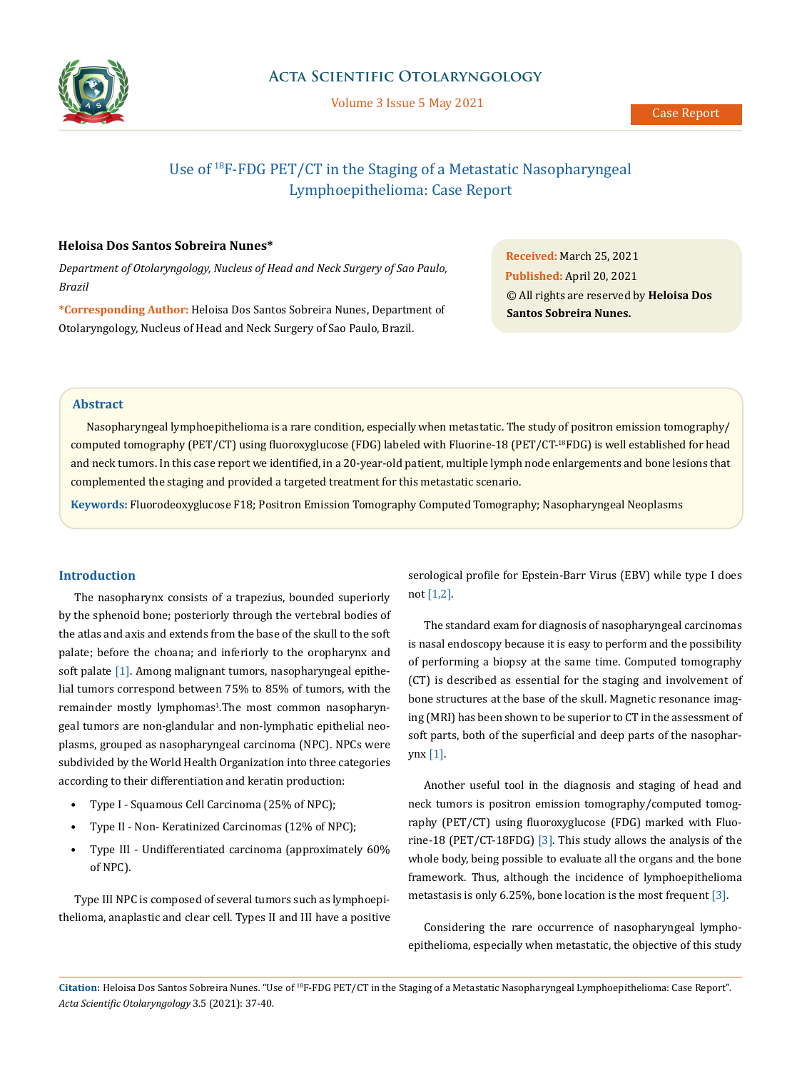# Use of $^{18}$F-FDG PET/CT in the Staging of a Metastatic Nasopharyngeal Lymphoepithelioma: Case Report

**Heloisa Dos Santos Sobreira Nunes***

*Department of Otolaryngology, Nucleus of Head and Neck Surgery of Sao Paulo, Brazil*

***Corresponding Author:** Heloisa Dos Santos Sobreira Nunes, Department of Otolaryngology, Nucleus of Head and Neck Surgery of Sao Paulo, Brazil.

**Received:** March 25, 2021
**Published:** April 20, 2021
© All rights are reserved by **Heloisa Dos Santos Sobreira Nunes.**

## Abstract

Nasopharyngeal lymphoepithelioma is a rare condition, especially when metastatic. The study of positron emission tomography/computed tomography (PET/CT) using fluoroxyglucose (FDG) labeled with Fluorine-18 (PET/CT-$^{18}$FDG) is well established for head and neck tumors. In this case report we identified, in a 20-year-old patient, multiple lymph node enlargements and bone lesions that complemented the staging and provided a targeted treatment for this metastatic scenario.

**Keywords:** Fluorodeoxyglucose F18; Positron Emission Tomography Computed Tomography; Nasopharyngeal Neoplasms

## Introduction

The nasopharynx consists of a trapezius, bounded superiorly by the sphenoid bone; posteriorly through the vertebral bodies of the atlas and axis and extends from the base of the skull to the soft palate; before the choana; and inferiorly to the oropharynx and soft palate [1]. Among malignant tumors, nasopharyngeal epithelial tumors correspond between 75% to 85% of tumors, with the remainder mostly lymphomas[1].The most common nasopharyngeal tumors are non-glandular and non-lymphatic epithelial neoplasms, grouped as nasopharyngeal carcinoma (NPC). NPCs were subdivided by the World Health Organization into three categories according to their differentiation and keratin production:

- Type I - Squamous Cell Carcinoma (25% of NPC);
- Type II - Non- Keratinized Carcinomas (12% of NPC);
- Type III - Undifferentiated carcinoma (approximately 60% of NPC).

Type III NPC is composed of several tumors such as lymphoepithelioma, anaplastic and clear cell. Types II and III have a positive serological profile for Epstein-Barr Virus (EBV) while type I does not [1,2].

The standard exam for diagnosis of nasopharyngeal carcinomas is nasal endoscopy because it is easy to perform and the possibility of performing a biopsy at the same time. Computed tomography (CT) is described as essential for the staging and involvement of bone structures at the base of the skull. Magnetic resonance imaging (MRI) has been shown to be superior to CT in the assessment of soft parts, both of the superficial and deep parts of the nasopharynx [1].

Another useful tool in the diagnosis and staging of head and neck tumors is positron emission tomography/computed tomography (PET/CT) using fluoroxyglucose (FDG) marked with Fluorine-18 (PET/CT-18FDG) [3]. This study allows the analysis of the whole body, being possible to evaluate all the organs and the bone framework. Thus, although the incidence of lymphoepithelioma metastasis is only 6.25%, bone location is the most frequent [3].

Considering the rare occurrence of nasopharyngeal lymphoepithelioma, especially when metastatic, the objective of this study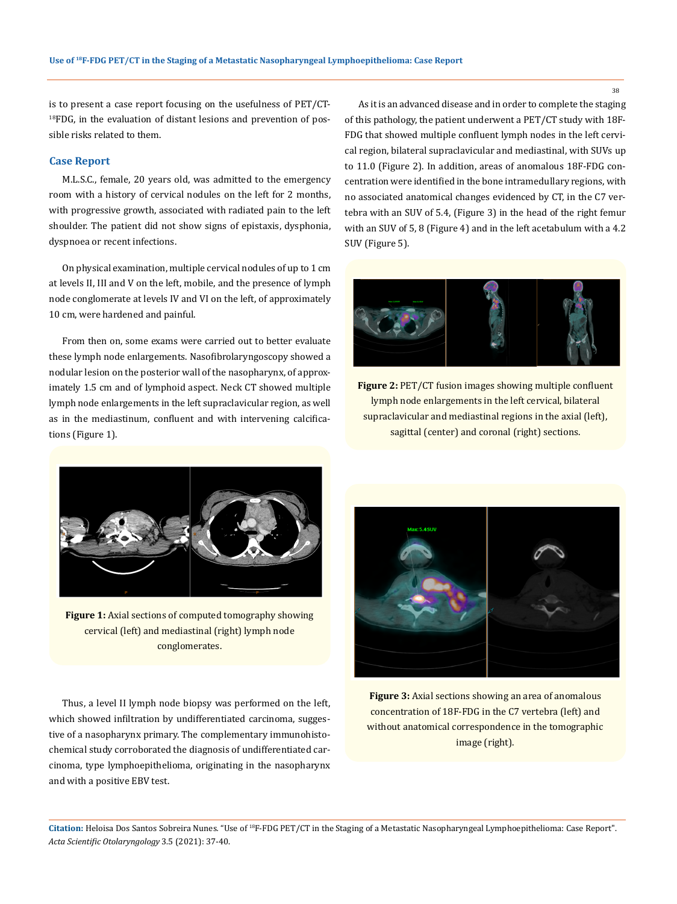is to present a case report focusing on the usefulness of PET/CT-[18]FDG, in the evaluation of distant lesions and prevention of possible risks related to them.

## Case Report

M.L.S.C., female, 20 years old, was admitted to the emergency room with a history of cervical nodules on the left for 2 months, with progressive growth, associated with radiated pain to the left shoulder. The patient did not show signs of epistaxis, dysphonia, dyspnoea or recent infections.

On physical examination, multiple cervical nodules of up to 1 cm at levels II, III and V on the left, mobile, and the presence of lymph node conglomerate at levels IV and VI on the left, of approximately 10 cm, were hardened and painful.

From then on, some exams were carried out to better evaluate these lymph node enlargements. Nasofibrolaryngoscopy showed a nodular lesion on the posterior wall of the nasopharynx, of approximately 1.5 cm and of lymphoid aspect. Neck CT showed multiple lymph node enlargements in the left supraclavicular region, as well as in the mediastinum, confluent and with intervening calcifications (Figure 1).

**Figure 1:** Axial sections of computed tomography showing cervical (left) and mediastinal (right) lymph node conglomerates.

Thus, a level II lymph node biopsy was performed on the left, which showed infiltration by undifferentiated carcinoma, suggestive of a nasopharynx primary. The complementary immunohistochemical study corroborated the diagnosis of undifferentiated carcinoma, type lymphoepithelioma, originating in the nasopharynx and with a positive EBV test.

As it is an advanced disease and in order to complete the staging of this pathology, the patient underwent a PET/CT study with 18F-FDG that showed multiple confluent lymph nodes in the left cervical region, bilateral supraclavicular and mediastinal, with SUVs up to 11.0 (Figure 2). In addition, areas of anomalous 18F-FDG concentration were identified in the bone intramedullary regions, with no associated anatomical changes evidenced by CT, in the C7 vertebra with an SUV of 5.4, (Figure 3) in the head of the right femur with an SUV of 5, 8 (Figure 4) and in the left acetabulum with a 4.2 SUV (Figure 5).

**Figure 2:** PET/CT fusion images showing multiple confluent lymph node enlargements in the left cervical, bilateral supraclavicular and mediastinal regions in the axial (left), sagittal (center) and coronal (right) sections.

**Figure 3:** Axial sections showing an area of anomalous concentration of 18F-FDG in the C7 vertebra (left) and without anatomical correspondence in the tomographic image (right).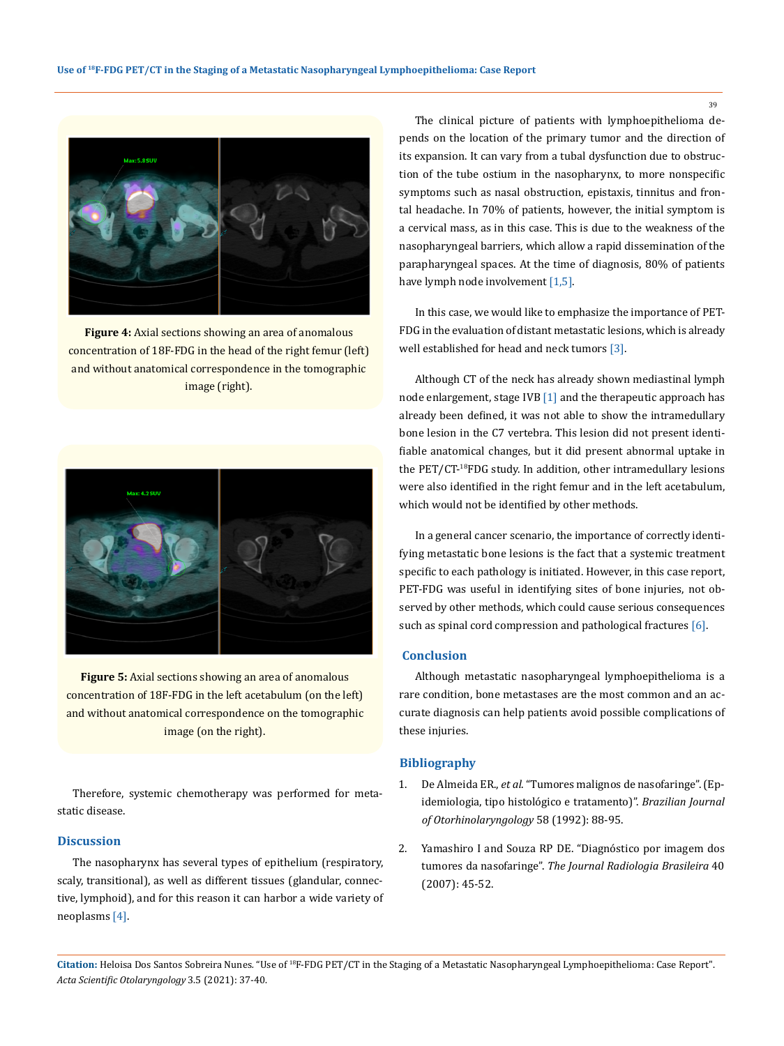**Figure 4:** Axial sections showing an area of anomalous concentration of 18F-FDG in the head of the right femur (left) and without anatomical correspondence in the tomographic image (right).

**Figure 5:** Axial sections showing an area of anomalous concentration of 18F-FDG in the left acetabulum (on the left) and without anatomical correspondence on the tomographic image (on the right).

Therefore, systemic chemotherapy was performed for metastatic disease.

## Discussion

The nasopharynx has several types of epithelium (respiratory, scaly, transitional), as well as different tissues (glandular, connective, lymphoid), and for this reason it can harbor a wide variety of neoplasms [4].

The clinical picture of patients with lymphoepithelioma depends on the location of the primary tumor and the direction of its expansion. It can vary from a tubal dysfunction due to obstruction of the tube ostium in the nasopharynx, to more nonspecific symptoms such as nasal obstruction, epistaxis, tinnitus and frontal headache. In 70% of patients, however, the initial symptom is a cervical mass, as in this case. This is due to the weakness of the nasopharyngeal barriers, which allow a rapid dissemination of the parapharyngeal spaces. At the time of diagnosis, 80% of patients have lymph node involvement [1,5].

In this case, we would like to emphasize the importance of PET-FDG in the evaluation of distant metastatic lesions, which is already well established for head and neck tumors [3].

Although CT of the neck has already shown mediastinal lymph node enlargement, stage IVB [1] and the therapeutic approach has already been defined, it was not able to show the intramedullary bone lesion in the C7 vertebra. This lesion did not present identifiable anatomical changes, but it did present abnormal uptake in the PET/CT-$^{18}$FDG study. In addition, other intramedullary lesions were also identified in the right femur and in the left acetabulum, which would not be identified by other methods.

In a general cancer scenario, the importance of correctly identifying metastatic bone lesions is the fact that a systemic treatment specific to each pathology is initiated. However, in this case report, PET-FDG was useful in identifying sites of bone injuries, not observed by other methods, which could cause serious consequences such as spinal cord compression and pathological fractures [6].

## Conclusion

Although metastatic nasopharyngeal lymphoepithelioma is a rare condition, bone metastases are the most common and an accurate diagnosis can help patients avoid possible complications of these injuries.

## Bibliography

1. De Almeida ER., *et al*. "Tumores malignos de nasofaringe". (Epidemiologia, tipo histológico e tratamento)". *Brazilian Journal of Otorhinolaryngology* 58 (1992): 88-95.

2. Yamashiro I and Souza RP DE. "Diagnóstico por imagem dos tumores da nasofaringe". *The Journal Radiologia Brasileira* 40 (2007): 45-52.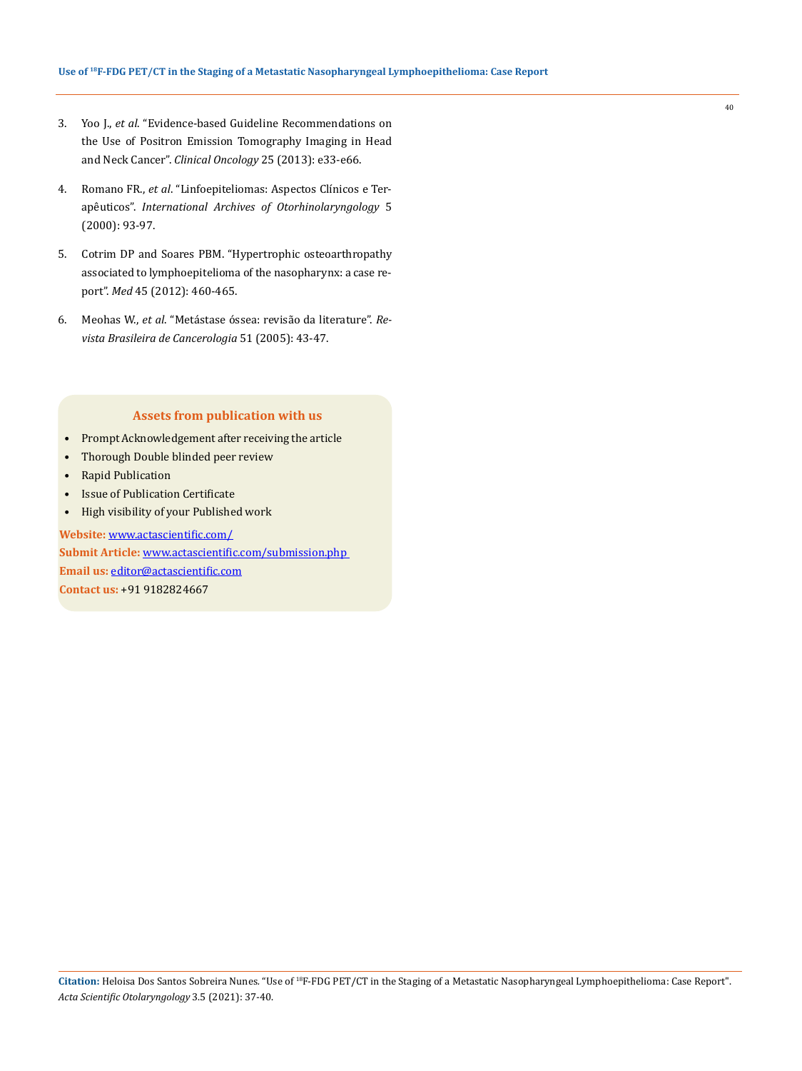3. Yoo J., *et al*. "Evidence-based Guideline Recommendations on the Use of Positron Emission Tomography Imaging in Head and Neck Cancer". *Clinical Oncology* 25 (2013): e33-e66.

4. Romano FR., *et al*. "Linfoepiteliomas: Aspectos Clínicos e Terapêuticos". *International Archives of Otorhinolaryngology* 5 (2000): 93-97.

5. Cotrim DP and Soares PBM. "Hypertrophic osteoarthropathy associated to lymphoepitelioma of the nasopharynx: a case report". *Med* 45 (2012): 460-465.

6. Meohas W., *et al*. "Metástase óssea: revisão da literature". *Revista Brasileira de Cancerologia* 51 (2005): 43-47.

**Assets from publication with us**

- Prompt Acknowledgement after receiving the article
- Thorough Double blinded peer review
- Rapid Publication
- Issue of Publication Certificate
- High visibility of your Published work

**Website:** www.actascientific.com/
**Submit Article:** www.actascientific.com/submission.php
**Email us:** editor@actascientific.com
**Contact us:** +91 9182824667